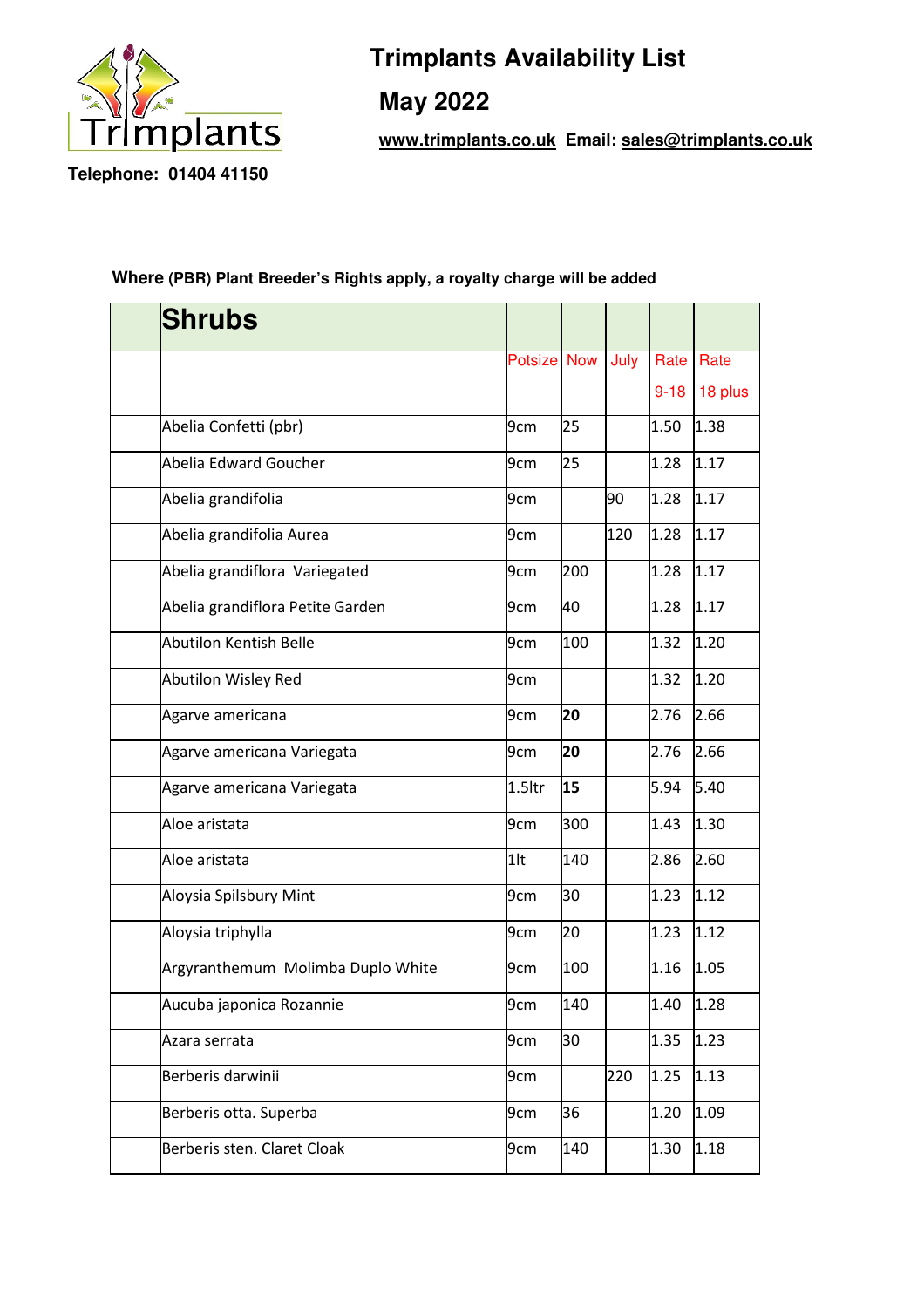Trimplants

# Trimplants Availability List

## May 2022

www.trimplants.co.uk Email: sales@trimplants.co.uk

**Telephone: 01404 41150**

**Where (PBR) Plant Breeder's Rights apply, a royalty charge will be added**

| | **Shrubs** | | | | | |
|---|---|---|---|---|---|---|
| | | Potsize | Now | July | Rate 9-18 | Rate 18 plus |
| | Abelia Confetti (pbr) | 9cm | 25 | | 1.50 | 1.38 |
| | Abelia Edward Goucher | 9cm | 25 | | 1.28 | 1.17 |
| | Abelia grandifolia | 9cm | | 90 | 1.28 | 1.17 |
| | Abelia grandifolia Aurea | 9cm | | 120 | 1.28 | 1.17 |
| | Abelia grandiflora Variegated | 9cm | 200 | | 1.28 | 1.17 |
| | Abelia grandiflora Petite Garden | 9cm | 40 | | 1.28 | 1.17 |
| | Abutilon Kentish Belle | 9cm | 100 | | 1.32 | 1.20 |
| | Abutilon Wisley Red | 9cm | | | 1.32 | 1.20 |
| | Agarve americana | 9cm | **20** | | 2.76 | 2.66 |
| | Agarve americana Variegata | 9cm | **20** | | 2.76 | 2.66 |
| | Agarve americana Variegata | 1.5ltr | **15** | | 5.94 | 5.40 |
| | Aloe aristata | 9cm | 300 | | 1.43 | 1.30 |
| | Aloe aristata | 1lt | 140 | | 2.86 | 2.60 |
| | Aloysia Spilsbury Mint | 9cm | 30 | | 1.23 | 1.12 |
| | Aloysia triphylla | 9cm | 20 | | 1.23 | 1.12 |
| | Argyranthemum Molimba Duplo White | 9cm | 100 | | 1.16 | 1.05 |
| | Aucuba japonica Rozannie | 9cm | 140 | | 1.40 | 1.28 |
| | Azara serrata | 9cm | 30 | | 1.35 | 1.23 |
| | Berberis darwinii | 9cm | | 220 | 1.25 | 1.13 |
| | Berberis otta. Superba | 9cm | 36 | | 1.20 | 1.09 |
| | Berberis sten. Claret Cloak | 9cm | 140 | | 1.30 | 1.18 |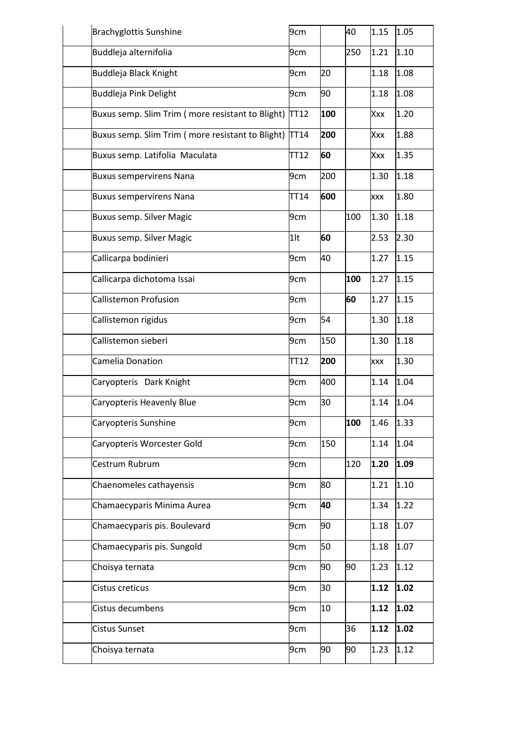| | | | | | | |
|---|---|---|---|---|---|---|
| | Brachyglottis Sunshine | 9cm | | 40 | 1.15 | 1.05 |
| | Buddleja alternifolia | 9cm | | 250 | 1.21 | 1.10 |
| | Buddleja Black Knight | 9cm | 20 | | 1.18 | 1.08 |
| | Buddleja Pink Delight | 9cm | 90 | | 1.18 | 1.08 |
| | Buxus semp. Slim Trim ( more resistant to Blight) | TT12 | **100** | | Xxx | 1.20 |
| | Buxus semp. Slim Trim ( more resistant to Blight) | TT14 | **200** | | Xxx | 1.88 |
| | Buxus semp. Latifolia Maculata | TT12 | **60** | | Xxx | 1.35 |
| | Buxus sempervirens Nana | 9cm | 200 | | 1.30 | 1.18 |
| | Buxus sempervirens Nana | TT14 | **600** | | xxx | 1.80 |
| | Buxus semp. Silver Magic | 9cm | | 100 | 1.30 | 1.18 |
| | Buxus semp. Silver Magic | 1lt | **60** | | 2.53 | 2.30 |
| | Callicarpa bodinieri | 9cm | 40 | | 1.27 | 1.15 |
| | Callicarpa dichotoma Issai | 9cm | | **100** | 1.27 | 1.15 |
| | Callistemon Profusion | 9cm | | **60** | 1.27 | 1.15 |
| | Callistemon rigidus | 9cm | 54 | | 1.30 | 1.18 |
| | Callistemon sieberi | 9cm | 150 | | 1.30 | 1.18 |
| | Camelia Donation | TT12 | **200** | | xxx | 1.30 |
| | Caryopteris Dark Knight | 9cm | 400 | | 1.14 | 1.04 |
| | Caryopteris Heavenly Blue | 9cm | 30 | | 1.14 | 1.04 |
| | Caryopteris Sunshine | 9cm | | **100** | 1.46 | 1.33 |
| | Caryopteris Worcester Gold | 9cm | 150 | | 1.14 | 1.04 |
| | Cestrum Rubrum | 9cm | | 120 | **1.20** | **1.09** |
| | Chaenomeles cathayensis | 9cm | 80 | | 1.21 | 1.10 |
| | Chamaecyparis Minima Aurea | 9cm | **40** | | 1.34 | 1.22 |
| | Chamaecyparis pis. Boulevard | 9cm | 90 | | 1.18 | 1.07 |
| | Chamaecyparis pis. Sungold | 9cm | 50 | | 1.18 | 1.07 |
| | Choisya ternata | 9cm | 90 | 90 | 1.23 | 1.12 |
| | Cistus creticus | 9cm | 30 | | **1.12** | **1.02** |
| | Cistus decumbens | 9cm | 10 | | **1.12** | **1.02** |
| | Cistus Sunset | 9cm | | 36 | **1.12** | **1.02** |
| | Choisya ternata | 9cm | 90 | 90 | 1.23 | 1.12 |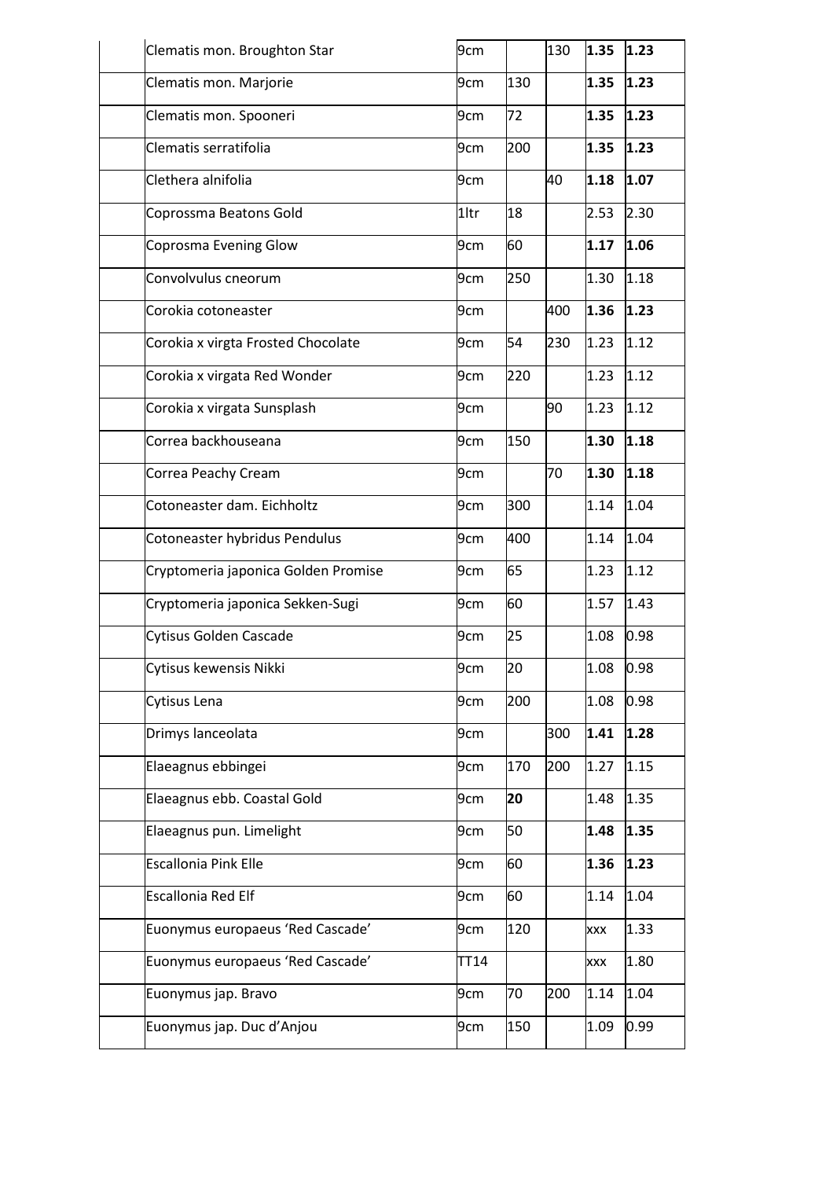| | | | | | |
|---|---|---|---|---|---|
| Clematis mon. Broughton Star | 9cm | | 130 | **1.35** | **1.23** |
| Clematis mon. Marjorie | 9cm | 130 | | **1.35** | **1.23** |
| Clematis mon. Spooneri | 9cm | 72 | | **1.35** | **1.23** |
| Clematis serratifolia | 9cm | 200 | | **1.35** | **1.23** |
| Clethera alnifolia | 9cm | | 40 | **1.18** | **1.07** |
| Coprossma Beatons Gold | 1ltr | 18 | | 2.53 | 2.30 |
| Coprosma Evening Glow | 9cm | 60 | | **1.17** | **1.06** |
| Convolvulus cneorum | 9cm | 250 | | 1.30 | 1.18 |
| Corokia cotoneaster | 9cm | | 400 | **1.36** | **1.23** |
| Corokia x virgta Frosted Chocolate | 9cm | 54 | 230 | 1.23 | 1.12 |
| Corokia x virgata Red Wonder | 9cm | 220 | | 1.23 | 1.12 |
| Corokia x virgata Sunsplash | 9cm | | 90 | 1.23 | 1.12 |
| Correa backhouseana | 9cm | 150 | | **1.30** | **1.18** |
| Correa Peachy Cream | 9cm | | 70 | **1.30** | **1.18** |
| Cotoneaster dam. Eichholtz | 9cm | 300 | | 1.14 | 1.04 |
| Cotoneaster hybridus Pendulus | 9cm | 400 | | 1.14 | 1.04 |
| Cryptomeria japonica Golden Promise | 9cm | 65 | | 1.23 | 1.12 |
| Cryptomeria japonica Sekken-Sugi | 9cm | 60 | | 1.57 | 1.43 |
| Cytisus Golden Cascade | 9cm | 25 | | 1.08 | 0.98 |
| Cytisus kewensis Nikki | 9cm | 20 | | 1.08 | 0.98 |
| Cytisus Lena | 9cm | 200 | | 1.08 | 0.98 |
| Drimys lanceolata | 9cm | | 300 | **1.41** | **1.28** |
| Elaeagnus ebbingei | 9cm | 170 | 200 | 1.27 | 1.15 |
| Elaeagnus ebb. Coastal Gold | 9cm | **20** | | 1.48 | 1.35 |
| Elaeagnus pun. Limelight | 9cm | 50 | | **1.48** | **1.35** |
| Escallonia Pink Elle | 9cm | 60 | | **1.36** | **1.23** |
| Escallonia Red Elf | 9cm | 60 | | 1.14 | 1.04 |
| Euonymus europaeus 'Red Cascade' | 9cm | 120 | | xxx | 1.33 |
| Euonymus europaeus 'Red Cascade' | TT14 | | | xxx | 1.80 |
| Euonymus jap. Bravo | 9cm | 70 | 200 | 1.14 | 1.04 |
| Euonymus jap. Duc d'Anjou | 9cm | 150 | | 1.09 | 0.99 |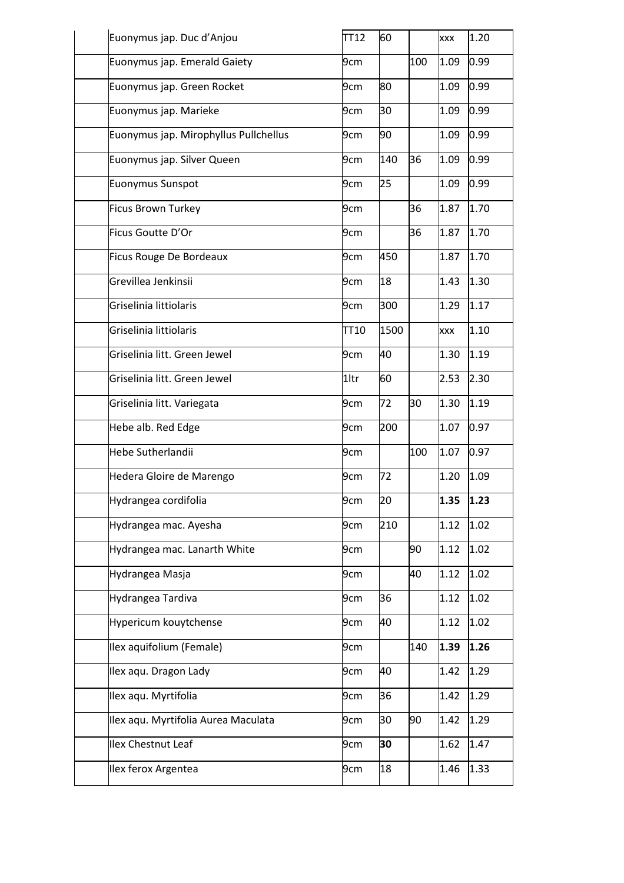| | | | | | |
|---|---|---|---|---|---|
| | Euonymus jap. Duc d'Anjou | TT12 | 60 | | xxx | 1.20 |
| | Euonymus jap. Emerald Gaiety | 9cm | | 100 | 1.09 | 0.99 |
| | Euonymus jap. Green Rocket | 9cm | 80 | | 1.09 | 0.99 |
| | Euonymus jap. Marieke | 9cm | 30 | | 1.09 | 0.99 |
| | Euonymus jap. Mirophyllus Pullchellus | 9cm | 90 | | 1.09 | 0.99 |
| | Euonymus jap. Silver Queen | 9cm | 140 | 36 | 1.09 | 0.99 |
| | Euonymus Sunspot | 9cm | 25 | | 1.09 | 0.99 |
| | Ficus Brown Turkey | 9cm | | 36 | 1.87 | 1.70 |
| | Ficus Goutte D'Or | 9cm | | 36 | 1.87 | 1.70 |
| | Ficus Rouge De Bordeaux | 9cm | 450 | | 1.87 | 1.70 |
| | Grevillea Jenkinsii | 9cm | 18 | | 1.43 | 1.30 |
| | Griselinia littiolaris | 9cm | 300 | | 1.29 | 1.17 |
| | Griselinia littiolaris | TT10 | 1500 | | xxx | 1.10 |
| | Griselinia litt. Green Jewel | 9cm | 40 | | 1.30 | 1.19 |
| | Griselinia litt. Green Jewel | 1ltr | 60 | | 2.53 | 2.30 |
| | Griselinia litt. Variegata | 9cm | 72 | 30 | 1.30 | 1.19 |
| | Hebe alb. Red Edge | 9cm | 200 | | 1.07 | 0.97 |
| | Hebe Sutherlandii | 9cm | | 100 | 1.07 | 0.97 |
| | Hedera Gloire de Marengo | 9cm | 72 | | 1.20 | 1.09 |
| | Hydrangea cordifolia | 9cm | 20 | | **1.35** | **1.23** |
| | Hydrangea mac. Ayesha | 9cm | 210 | | 1.12 | 1.02 |
| | Hydrangea mac. Lanarth White | 9cm | | 90 | 1.12 | 1.02 |
| | Hydrangea Masja | 9cm | | 40 | 1.12 | 1.02 |
| | Hydrangea Tardiva | 9cm | 36 | | 1.12 | 1.02 |
| | Hypericum kouytchense | 9cm | 40 | | 1.12 | 1.02 |
| | Ilex aquifolium (Female) | 9cm | | 140 | **1.39** | **1.26** |
| | Ilex aqu. Dragon Lady | 9cm | 40 | | 1.42 | 1.29 |
| | Ilex aqu. Myrtifolia | 9cm | 36 | | 1.42 | 1.29 |
| | Ilex aqu. Myrtifolia Aurea Maculata | 9cm | 30 | 90 | 1.42 | 1.29 |
| | Ilex Chestnut Leaf | 9cm | **30** | | 1.62 | 1.47 |
| | Ilex ferox Argentea | 9cm | 18 | | 1.46 | 1.33 |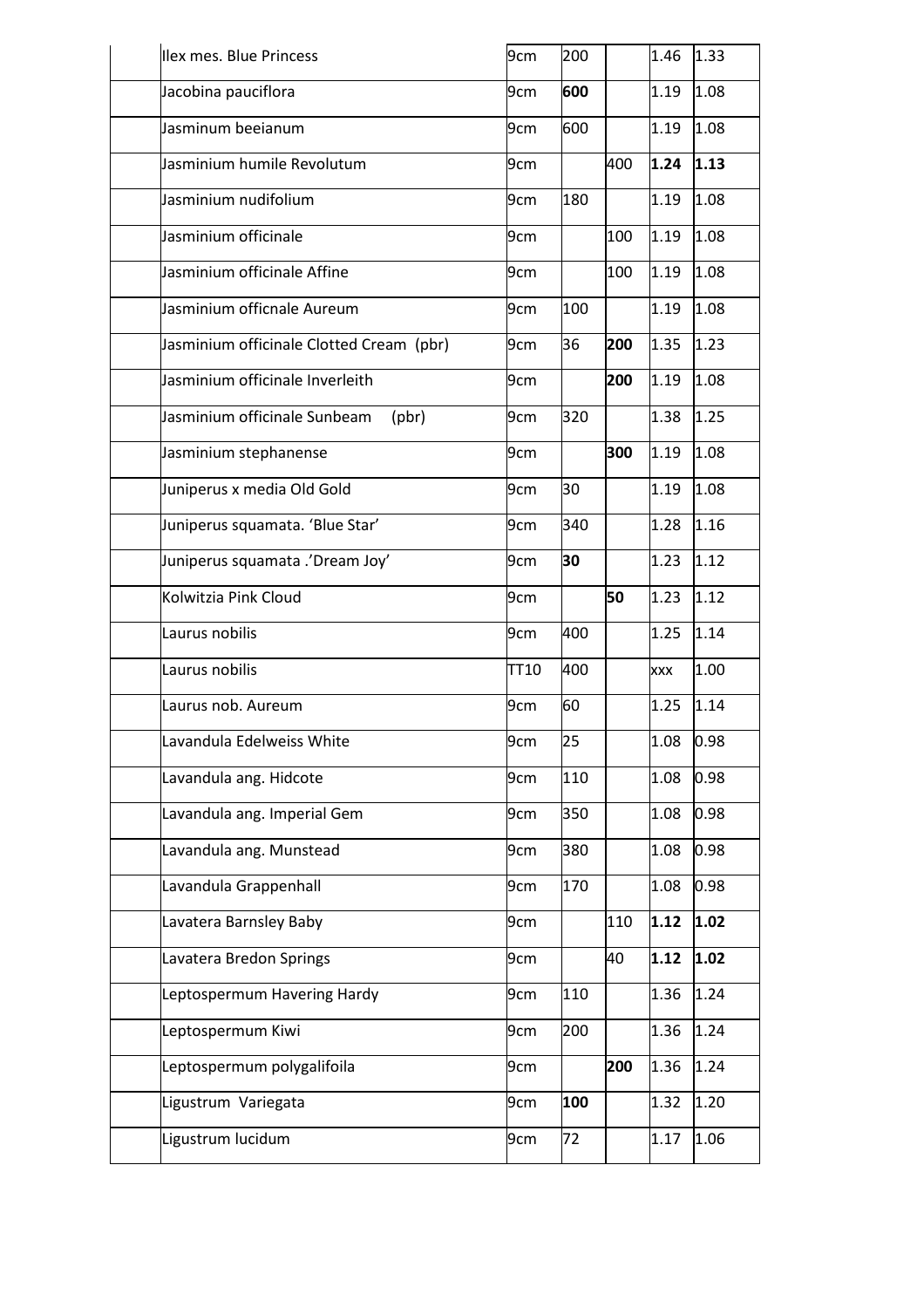| | | | | | | |
|---|---|---|---|---|---|---|
| | Ilex mes. Blue Princess | 9cm | 200 | | 1.46 | 1.33 |
| | Jacobina pauciflora | 9cm | **600** | | 1.19 | 1.08 |
| | Jasminum beeianum | 9cm | 600 | | 1.19 | 1.08 |
| | Jasminium humile Revolutum | 9cm | | 400 | **1.24** | **1.13** |
| | Jasminium nudifolium | 9cm | 180 | | 1.19 | 1.08 |
| | Jasminium officinale | 9cm | | 100 | 1.19 | 1.08 |
| | Jasminium officinale Affine | 9cm | | 100 | 1.19 | 1.08 |
| | Jasminium officnale Aureum | 9cm | 100 | | 1.19 | 1.08 |
| | Jasminium officinale Clotted Cream (pbr) | 9cm | 36 | **200** | 1.35 | 1.23 |
| | Jasminium officinale Inverleith | 9cm | | **200** | 1.19 | 1.08 |
| | Jasminium officinale Sunbeam (pbr) | 9cm | 320 | | 1.38 | 1.25 |
| | Jasminium stephanense | 9cm | | **300** | 1.19 | 1.08 |
| | Juniperus x media Old Gold | 9cm | 30 | | 1.19 | 1.08 |
| | Juniperus squamata. 'Blue Star' | 9cm | 340 | | 1.28 | 1.16 |
| | Juniperus squamata .'Dream Joy' | 9cm | **30** | | 1.23 | 1.12 |
| | Kolwitzia Pink Cloud | 9cm | | **50** | 1.23 | 1.12 |
| | Laurus nobilis | 9cm | 400 | | 1.25 | 1.14 |
| | Laurus nobilis | TT10 | 400 | | xxx | 1.00 |
| | Laurus nob. Aureum | 9cm | 60 | | 1.25 | 1.14 |
| | Lavandula Edelweiss White | 9cm | 25 | | 1.08 | 0.98 |
| | Lavandula ang. Hidcote | 9cm | 110 | | 1.08 | 0.98 |
| | Lavandula ang. Imperial Gem | 9cm | 350 | | 1.08 | 0.98 |
| | Lavandula ang. Munstead | 9cm | 380 | | 1.08 | 0.98 |
| | Lavandula Grappenhall | 9cm | 170 | | 1.08 | 0.98 |
| | Lavatera Barnsley Baby | 9cm | | 110 | **1.12** | **1.02** |
| | Lavatera Bredon Springs | 9cm | | 40 | **1.12** | **1.02** |
| | Leptospermum Havering Hardy | 9cm | 110 | | 1.36 | 1.24 |
| | Leptospermum Kiwi | 9cm | 200 | | 1.36 | 1.24 |
| | Leptospermum polygalifoila | 9cm | | **200** | 1.36 | 1.24 |
| | Ligustrum Variegata | 9cm | **100** | | 1.32 | 1.20 |
| | Ligustrum lucidum | 9cm | 72 | | 1.17 | 1.06 |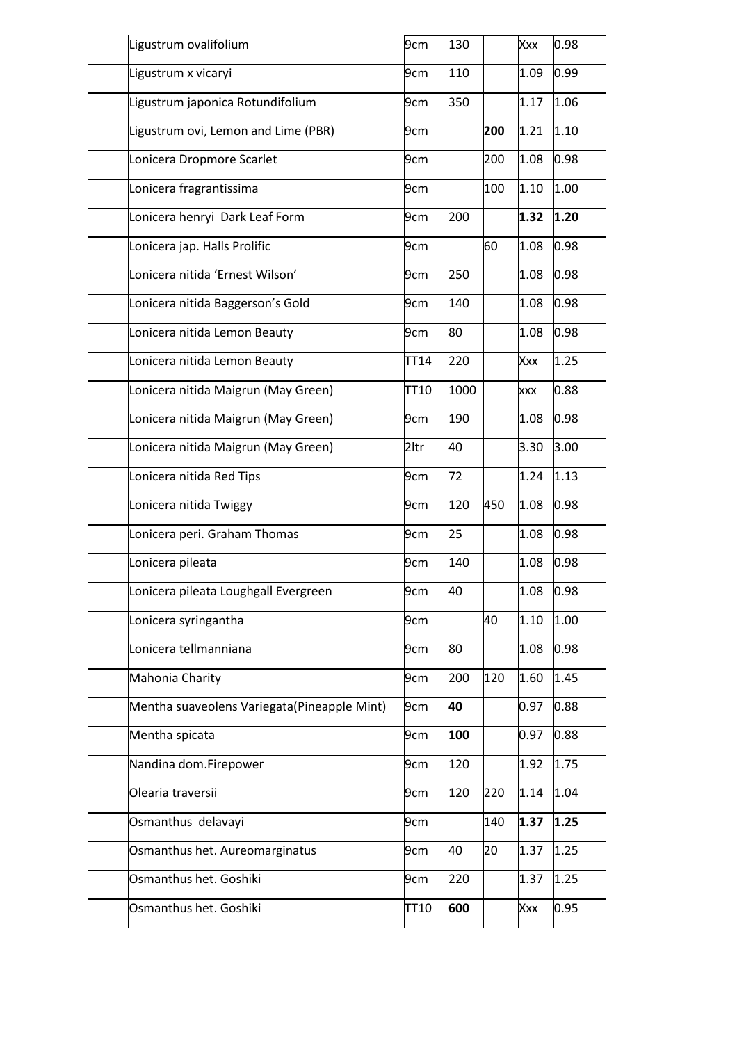| | | | | | | |
|---|---|---|---|---|---|---|
| | Ligustrum ovalifolium | 9cm | 130 | | Xxx | 0.98 |
| | Ligustrum x vicaryi | 9cm | 110 | | 1.09 | 0.99 |
| | Ligustrum japonica Rotundifolium | 9cm | 350 | | 1.17 | 1.06 |
| | Ligustrum ovi, Lemon and Lime (PBR) | 9cm | | **200** | 1.21 | 1.10 |
| | Lonicera Dropmore Scarlet | 9cm | | 200 | 1.08 | 0.98 |
| | Lonicera fragrantissima | 9cm | | 100 | 1.10 | 1.00 |
| | Lonicera henryi  Dark Leaf Form | 9cm | 200 | | **1.32** | **1.20** |
| | Lonicera jap. Halls Prolific | 9cm | | 60 | 1.08 | 0.98 |
| | Lonicera nitida 'Ernest Wilson' | 9cm | 250 | | 1.08 | 0.98 |
| | Lonicera nitida Baggerson's Gold | 9cm | 140 | | 1.08 | 0.98 |
| | Lonicera nitida Lemon Beauty | 9cm | 80 | | 1.08 | 0.98 |
| | Lonicera nitida Lemon Beauty | TT14 | 220 | | Xxx | 1.25 |
| | Lonicera nitida Maigrun (May Green) | TT10 | 1000 | | xxx | 0.88 |
| | Lonicera nitida Maigrun (May Green) | 9cm | 190 | | 1.08 | 0.98 |
| | Lonicera nitida Maigrun (May Green) | 2ltr | 40 | | 3.30 | 3.00 |
| | Lonicera nitida Red Tips | 9cm | 72 | | 1.24 | 1.13 |
| | Lonicera nitida Twiggy | 9cm | 120 | 450 | 1.08 | 0.98 |
| | Lonicera peri. Graham Thomas | 9cm | 25 | | 1.08 | 0.98 |
| | Lonicera pileata | 9cm | 140 | | 1.08 | 0.98 |
| | Lonicera pileata Loughgall Evergreen | 9cm | 40 | | 1.08 | 0.98 |
| | Lonicera syringantha | 9cm | | 40 | 1.10 | 1.00 |
| | Lonicera tellmanniana | 9cm | 80 | | 1.08 | 0.98 |
| | Mahonia Charity | 9cm | 200 | 120 | 1.60 | 1.45 |
| | Mentha suaveolens Variegata(Pineapple Mint) | 9cm | **40** | | 0.97 | 0.88 |
| | Mentha spicata | 9cm | **100** | | 0.97 | 0.88 |
| | Nandina dom.Firepower | 9cm | 120 | | 1.92 | 1.75 |
| | Olearia traversii | 9cm | 120 | 220 | 1.14 | 1.04 |
| | Osmanthus  delavayi | 9cm | | 140 | **1.37** | **1.25** |
| | Osmanthus het. Aureomarginatus | 9cm | 40 | 20 | 1.37 | 1.25 |
| | Osmanthus het. Goshiki | 9cm | 220 | | 1.37 | 1.25 |
| | Osmanthus het. Goshiki | TT10 | **600** | | Xxx | 0.95 |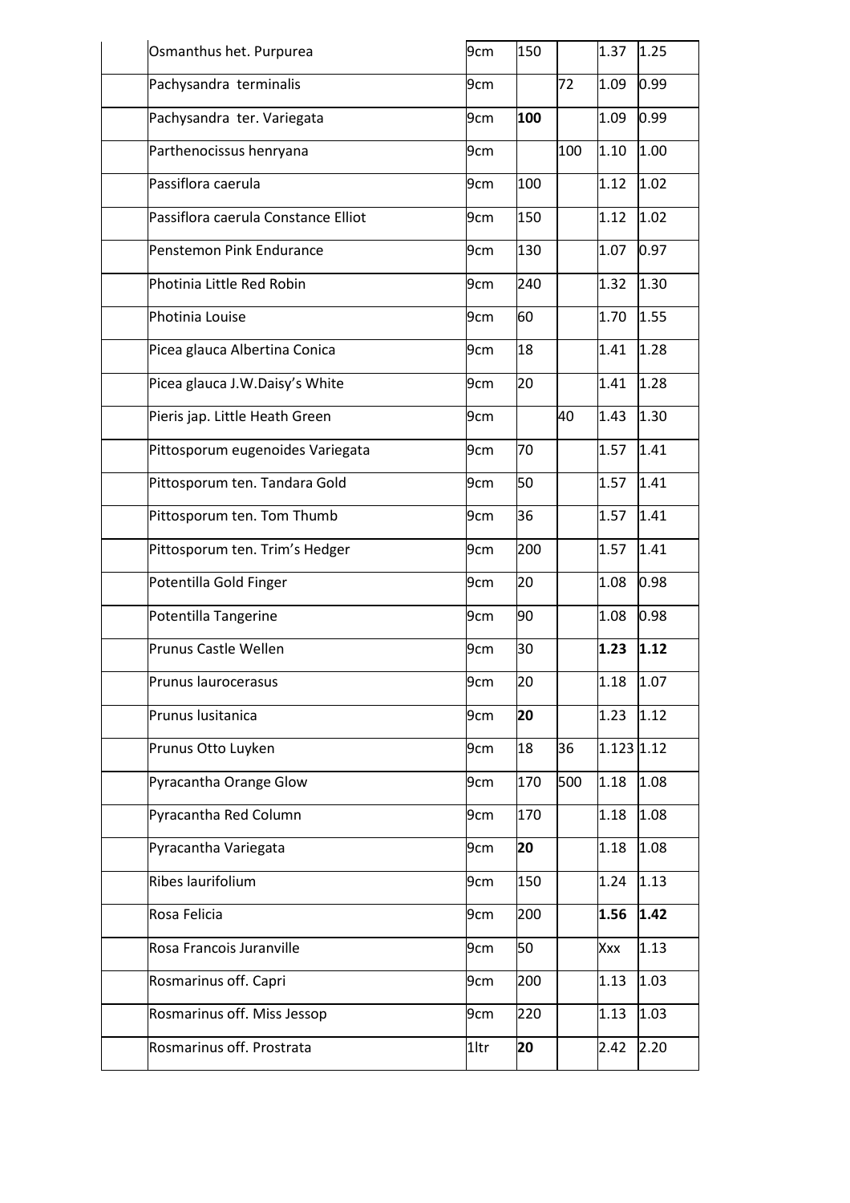| | | | | | |
|---|---|---|---|---|---|
| | Osmanthus het. Purpurea | 9cm | 150 | | 1.37 | 1.25 |
| | Pachysandra terminalis | 9cm | | 72 | 1.09 | 0.99 |
| | Pachysandra ter. Variegata | 9cm | **100** | | 1.09 | 0.99 |
| | Parthenocissus henryana | 9cm | | 100 | 1.10 | 1.00 |
| | Passiflora caerula | 9cm | 100 | | 1.12 | 1.02 |
| | Passiflora caerula Constance Elliot | 9cm | 150 | | 1.12 | 1.02 |
| | Penstemon Pink Endurance | 9cm | 130 | | 1.07 | 0.97 |
| | Photinia Little Red Robin | 9cm | 240 | | 1.32 | 1.30 |
| | Photinia Louise | 9cm | 60 | | 1.70 | 1.55 |
| | Picea glauca Albertina Conica | 9cm | 18 | | 1.41 | 1.28 |
| | Picea glauca J.W.Daisy's White | 9cm | 20 | | 1.41 | 1.28 |
| | Pieris jap. Little Heath Green | 9cm | | 40 | 1.43 | 1.30 |
| | Pittosporum eugenoides Variegata | 9cm | 70 | | 1.57 | 1.41 |
| | Pittosporum ten. Tandara Gold | 9cm | 50 | | 1.57 | 1.41 |
| | Pittosporum ten. Tom Thumb | 9cm | 36 | | 1.57 | 1.41 |
| | Pittosporum ten. Trim's Hedger | 9cm | 200 | | 1.57 | 1.41 |
| | Potentilla Gold Finger | 9cm | 20 | | 1.08 | 0.98 |
| | Potentilla Tangerine | 9cm | 90 | | 1.08 | 0.98 |
| | Prunus Castle Wellen | 9cm | 30 | | **1.23** | **1.12** |
| | Prunus laurocerasus | 9cm | 20 | | 1.18 | 1.07 |
| | Prunus lusitanica | 9cm | **20** | | 1.23 | 1.12 |
| | Prunus Otto Luyken | 9cm | 18 | 36 | 1.123 | 1.12 |
| | Pyracantha Orange Glow | 9cm | 170 | 500 | 1.18 | 1.08 |
| | Pyracantha Red Column | 9cm | 170 | | 1.18 | 1.08 |
| | Pyracantha Variegata | 9cm | **20** | | 1.18 | 1.08 |
| | Ribes laurifolium | 9cm | 150 | | 1.24 | 1.13 |
| | Rosa Felicia | 9cm | 200 | | **1.56** | **1.42** |
| | Rosa Francois Juranville | 9cm | 50 | | Xxx | 1.13 |
| | Rosmarinus off. Capri | 9cm | 200 | | 1.13 | 1.03 |
| | Rosmarinus off. Miss Jessop | 9cm | 220 | | 1.13 | 1.03 |
| | Rosmarinus off. Prostrata | 1ltr | **20** | | 2.42 | 2.20 |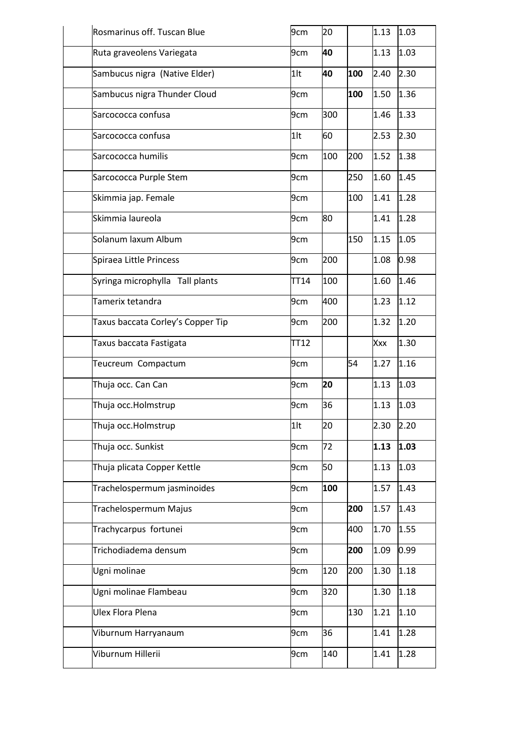| | | | | | |
|---|---|---|---|---|---|
| Rosmarinus off. Tuscan Blue | 9cm | 20 | | 1.13 | 1.03 |
| Ruta graveolens Variegata | 9cm | **40** | | 1.13 | 1.03 |
| Sambucus nigra (Native Elder) | 1lt | **40** | **100** | 2.40 | 2.30 |
| Sambucus nigra Thunder Cloud | 9cm | | **100** | 1.50 | 1.36 |
| Sarcococca confusa | 9cm | 300 | | 1.46 | 1.33 |
| Sarcococca confusa | 1lt | 60 | | 2.53 | 2.30 |
| Sarcococca humilis | 9cm | 100 | 200 | 1.52 | 1.38 |
| Sarcococca Purple Stem | 9cm | | 250 | 1.60 | 1.45 |
| Skimmia jap. Female | 9cm | | 100 | 1.41 | 1.28 |
| Skimmia laureola | 9cm | 80 | | 1.41 | 1.28 |
| Solanum laxum Album | 9cm | | 150 | 1.15 | 1.05 |
| Spiraea Little Princess | 9cm | 200 | | 1.08 | 0.98 |
| Syringa microphylla Tall plants | TT14 | 100 | | 1.60 | 1.46 |
| Tamerix tetandra | 9cm | 400 | | 1.23 | 1.12 |
| Taxus baccata Corley's Copper Tip | 9cm | 200 | | 1.32 | 1.20 |
| Taxus baccata Fastigata | TT12 | | | Xxx | 1.30 |
| Teucreum Compactum | 9cm | | 54 | 1.27 | 1.16 |
| Thuja occ. Can Can | 9cm | **20** | | 1.13 | 1.03 |
| Thuja occ.Holmstrup | 9cm | 36 | | 1.13 | 1.03 |
| Thuja occ.Holmstrup | 1lt | 20 | | 2.30 | 2.20 |
| Thuja occ. Sunkist | 9cm | 72 | | **1.13** | **1.03** |
| Thuja plicata Copper Kettle | 9cm | 50 | | 1.13 | 1.03 |
| Trachelospermum jasminoides | 9cm | **100** | | 1.57 | 1.43 |
| Trachelospermum Majus | 9cm | | **200** | 1.57 | 1.43 |
| Trachycarpus fortunei | 9cm | | 400 | 1.70 | 1.55 |
| Trichodiadema densum | 9cm | | **200** | 1.09 | 0.99 |
| Ugni molinae | 9cm | 120 | 200 | 1.30 | 1.18 |
| Ugni molinae Flambeau | 9cm | 320 | | 1.30 | 1.18 |
| Ulex Flora Plena | 9cm | | 130 | 1.21 | 1.10 |
| Viburnum Harryanaum | 9cm | 36 | | 1.41 | 1.28 |
| Viburnum Hillerii | 9cm | 140 | | 1.41 | 1.28 |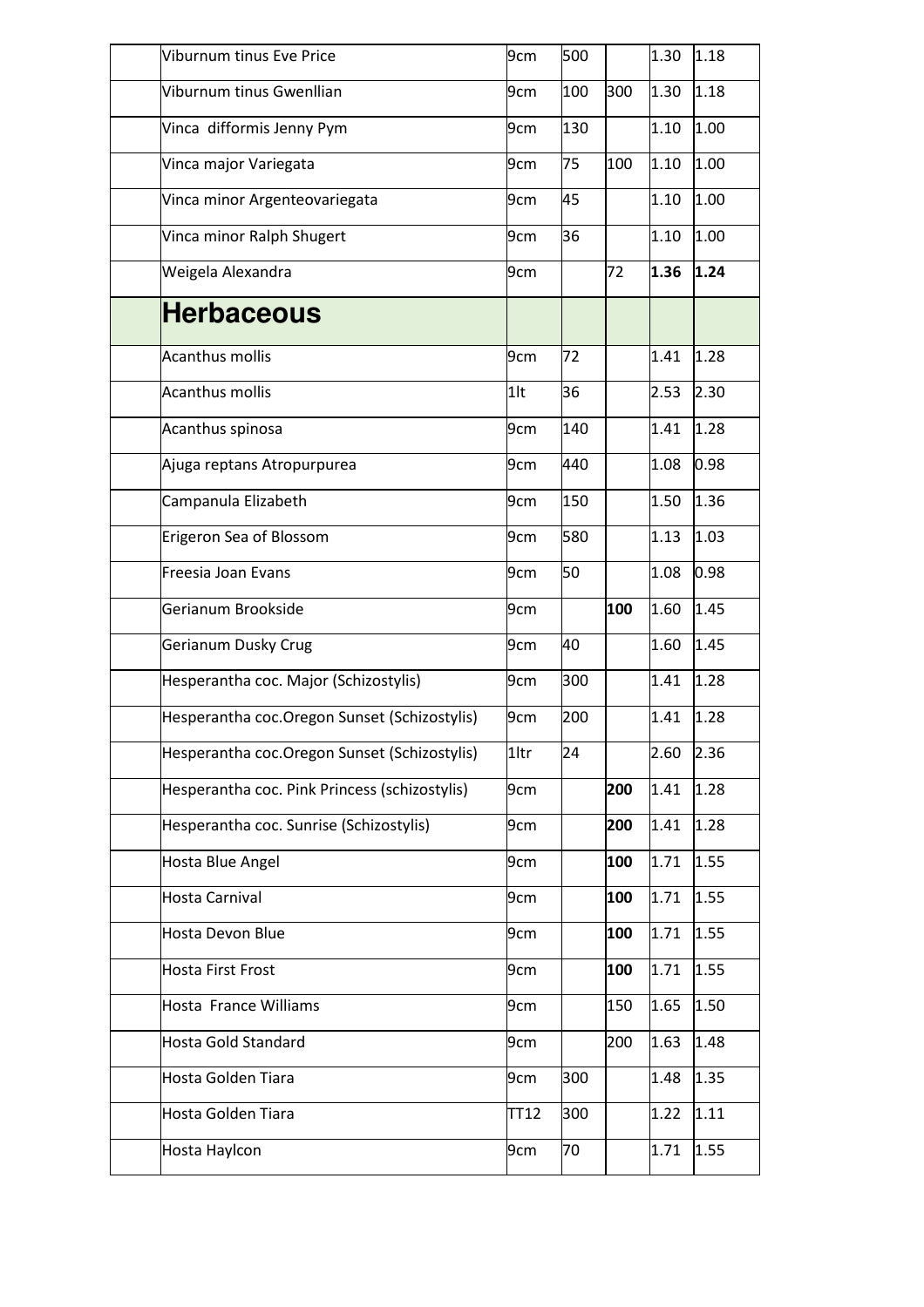| | | | | | | |
|---|---|---|---|---|---|---|
| | Viburnum tinus Eve Price | 9cm | 500 | | 1.30 | 1.18 |
| | Viburnum tinus Gwenllian | 9cm | 100 | 300 | 1.30 | 1.18 |
| | Vinca difformis Jenny Pym | 9cm | 130 | | 1.10 | 1.00 |
| | Vinca major Variegata | 9cm | 75 | 100 | 1.10 | 1.00 |
| | Vinca minor Argenteovariegata | 9cm | 45 | | 1.10 | 1.00 |
| | Vinca minor Ralph Shugert | 9cm | 36 | | 1.10 | 1.00 |
| | Weigela Alexandra | 9cm | | 72 | **1.36** | **1.24** |
| | **Herbaceous** | | | | | |
| | Acanthus mollis | 9cm | 72 | | 1.41 | 1.28 |
| | Acanthus mollis | 1lt | 36 | | 2.53 | 2.30 |
| | Acanthus spinosa | 9cm | 140 | | 1.41 | 1.28 |
| | Ajuga reptans Atropurpurea | 9cm | 440 | | 1.08 | 0.98 |
| | Campanula Elizabeth | 9cm | 150 | | 1.50 | 1.36 |
| | Erigeron Sea of Blossom | 9cm | 580 | | 1.13 | 1.03 |
| | Freesia Joan Evans | 9cm | 50 | | 1.08 | 0.98 |
| | Gerianum Brookside | 9cm | | **100** | 1.60 | 1.45 |
| | Gerianum Dusky Crug | 9cm | 40 | | 1.60 | 1.45 |
| | Hesperantha coc. Major (Schizostylis) | 9cm | 300 | | 1.41 | 1.28 |
| | Hesperantha coc.Oregon Sunset (Schizostylis) | 9cm | 200 | | 1.41 | 1.28 |
| | Hesperantha coc.Oregon Sunset (Schizostylis) | 1ltr | 24 | | 2.60 | 2.36 |
| | Hesperantha coc. Pink Princess (schizostylis) | 9cm | | **200** | 1.41 | 1.28 |
| | Hesperantha coc. Sunrise (Schizostylis) | 9cm | | **200** | 1.41 | 1.28 |
| | Hosta Blue Angel | 9cm | | **100** | 1.71 | 1.55 |
| | Hosta Carnival | 9cm | | **100** | 1.71 | 1.55 |
| | Hosta Devon Blue | 9cm | | **100** | 1.71 | 1.55 |
| | Hosta First Frost | 9cm | | **100** | 1.71 | 1.55 |
| | Hosta France Williams | 9cm | | 150 | 1.65 | 1.50 |
| | Hosta Gold Standard | 9cm | | 200 | 1.63 | 1.48 |
| | Hosta Golden Tiara | 9cm | 300 | | 1.48 | 1.35 |
| | Hosta Golden Tiara | TT12 | 300 | | 1.22 | 1.11 |
| | Hosta Haylcon | 9cm | 70 | | 1.71 | 1.55 |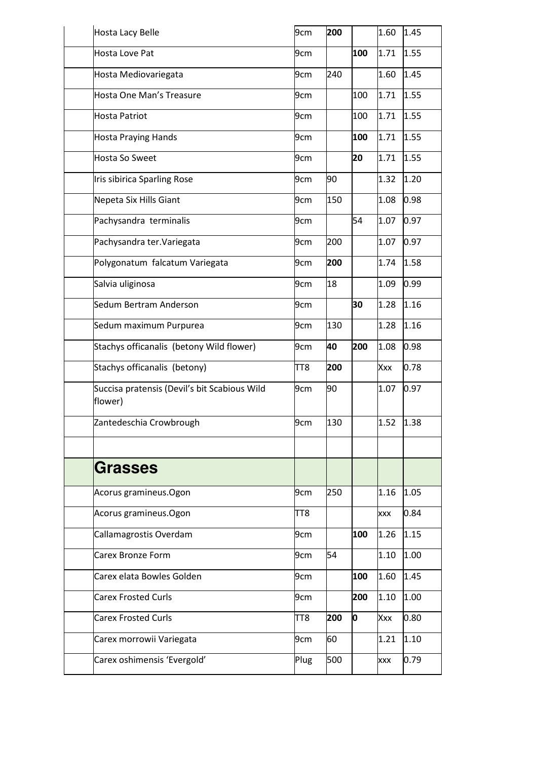| | | | | | |
|---|---|---|---|---|---|
| Hosta Lacy Belle | 9cm | **200** | | 1.60 | 1.45 |
| Hosta Love Pat | 9cm | | **100** | 1.71 | 1.55 |
| Hosta Mediovariegata | 9cm | 240 | | 1.60 | 1.45 |
| Hosta One Man's Treasure | 9cm | | 100 | 1.71 | 1.55 |
| Hosta Patriot | 9cm | | 100 | 1.71 | 1.55 |
| Hosta Praying Hands | 9cm | | **100** | 1.71 | 1.55 |
| Hosta So Sweet | 9cm | | **20** | 1.71 | 1.55 |
| Iris sibirica Sparling Rose | 9cm | 90 | | 1.32 | 1.20 |
| Nepeta Six Hills Giant | 9cm | 150 | | 1.08 | 0.98 |
| Pachysandra terminalis | 9cm | | 54 | 1.07 | 0.97 |
| Pachysandra ter.Variegata | 9cm | 200 | | 1.07 | 0.97 |
| Polygonatum falcatum Variegata | 9cm | **200** | | 1.74 | 1.58 |
| Salvia uliginosa | 9cm | 18 | | 1.09 | 0.99 |
| Sedum Bertram Anderson | 9cm | | **30** | 1.28 | 1.16 |
| Sedum maximum Purpurea | 9cm | 130 | | 1.28 | 1.16 |
| Stachys officanalis (betony Wild flower) | 9cm | **40** | **200** | 1.08 | 0.98 |
| Stachys officanalis (betony) | TT8 | **200** | | Xxx | 0.78 |
| Succisa pratensis (Devil's bit Scabious Wild flower) | 9cm | 90 | | 1.07 | 0.97 |
| Zantedeschia Crowbrough | 9cm | 130 | | 1.52 | 1.38 |
| | | | | | |
| **Grasses** | | | | | |
| Acorus gramineus.Ogon | 9cm | 250 | | 1.16 | 1.05 |
| Acorus gramineus.Ogon | TT8 | | | xxx | 0.84 |
| Callamagrostis Overdam | 9cm | | **100** | 1.26 | 1.15 |
| Carex Bronze Form | 9cm | 54 | | 1.10 | 1.00 |
| Carex elata Bowles Golden | 9cm | | **100** | 1.60 | 1.45 |
| Carex Frosted Curls | 9cm | | **200** | 1.10 | 1.00 |
| Carex Frosted Curls | TT8 | **200** | **0** | Xxx | 0.80 |
| Carex morrowii Variegata | 9cm | 60 | | 1.21 | 1.10 |
| Carex oshimensis 'Evergold' | Plug | 500 | | xxx | 0.79 |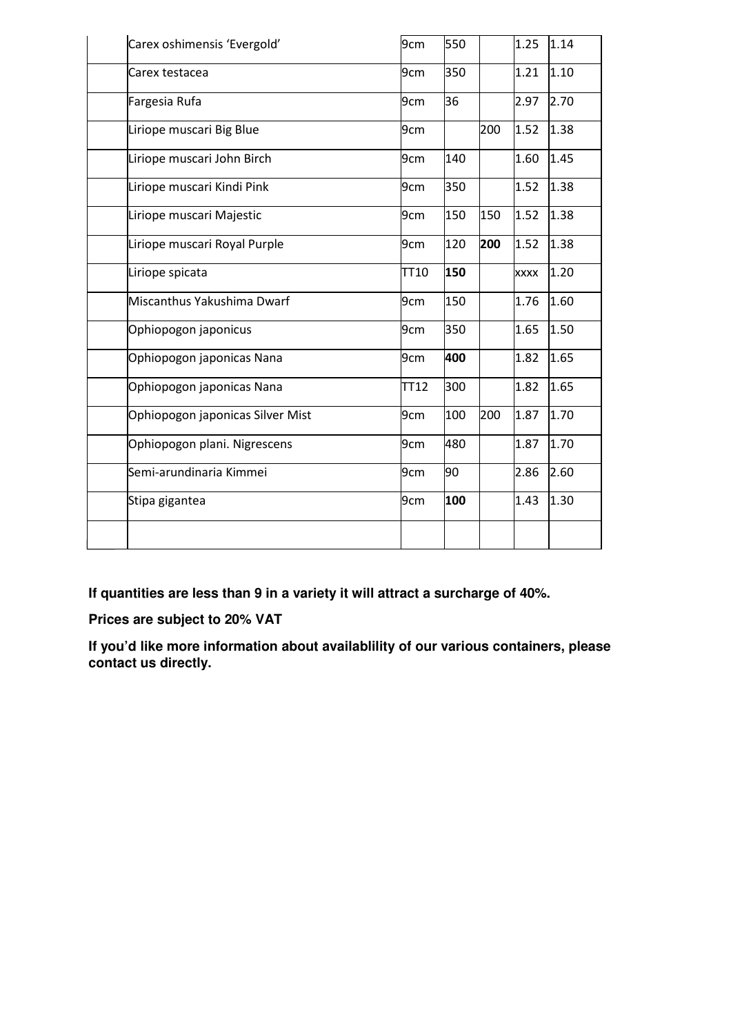| | | | | | | |
|---|---|---|---|---|---|---|
| | Carex oshimensis 'Evergold' | 9cm | 550 | | 1.25 | 1.14 |
| | Carex testacea | 9cm | 350 | | 1.21 | 1.10 |
| | Fargesia Rufa | 9cm | 36 | | 2.97 | 2.70 |
| | Liriope muscari Big Blue | 9cm | | 200 | 1.52 | 1.38 |
| | Liriope muscari John Birch | 9cm | 140 | | 1.60 | 1.45 |
| | Liriope muscari Kindi Pink | 9cm | 350 | | 1.52 | 1.38 |
| | Liriope muscari Majestic | 9cm | 150 | 150 | 1.52 | 1.38 |
| | Liriope muscari Royal Purple | 9cm | 120 | **200** | 1.52 | 1.38 |
| | Liriope spicata | TT10 | **150** | | xxxx | 1.20 |
| | Miscanthus Yakushima Dwarf | 9cm | 150 | | 1.76 | 1.60 |
| | Ophiopogon japonicus | 9cm | 350 | | 1.65 | 1.50 |
| | Ophiopogon japonicas Nana | 9cm | **400** | | 1.82 | 1.65 |
| | Ophiopogon japonicas Nana | TT12 | 300 | | 1.82 | 1.65 |
| | Ophiopogon japonicas Silver Mist | 9cm | 100 | 200 | 1.87 | 1.70 |
| | Ophiopogon plani. Nigrescens | 9cm | 480 | | 1.87 | 1.70 |
| | Semi-arundinaria Kimmei | 9cm | 90 | | 2.86 | 2.60 |
| | Stipa gigantea | 9cm | **100** | | 1.43 | 1.30 |
| | | | | | | |

**If quantities are less than 9 in a variety it will attract a surcharge of 40%.**

**Prices are subject to 20% VAT**

**If you'd like more information about availablility of our various containers, please contact us directly.**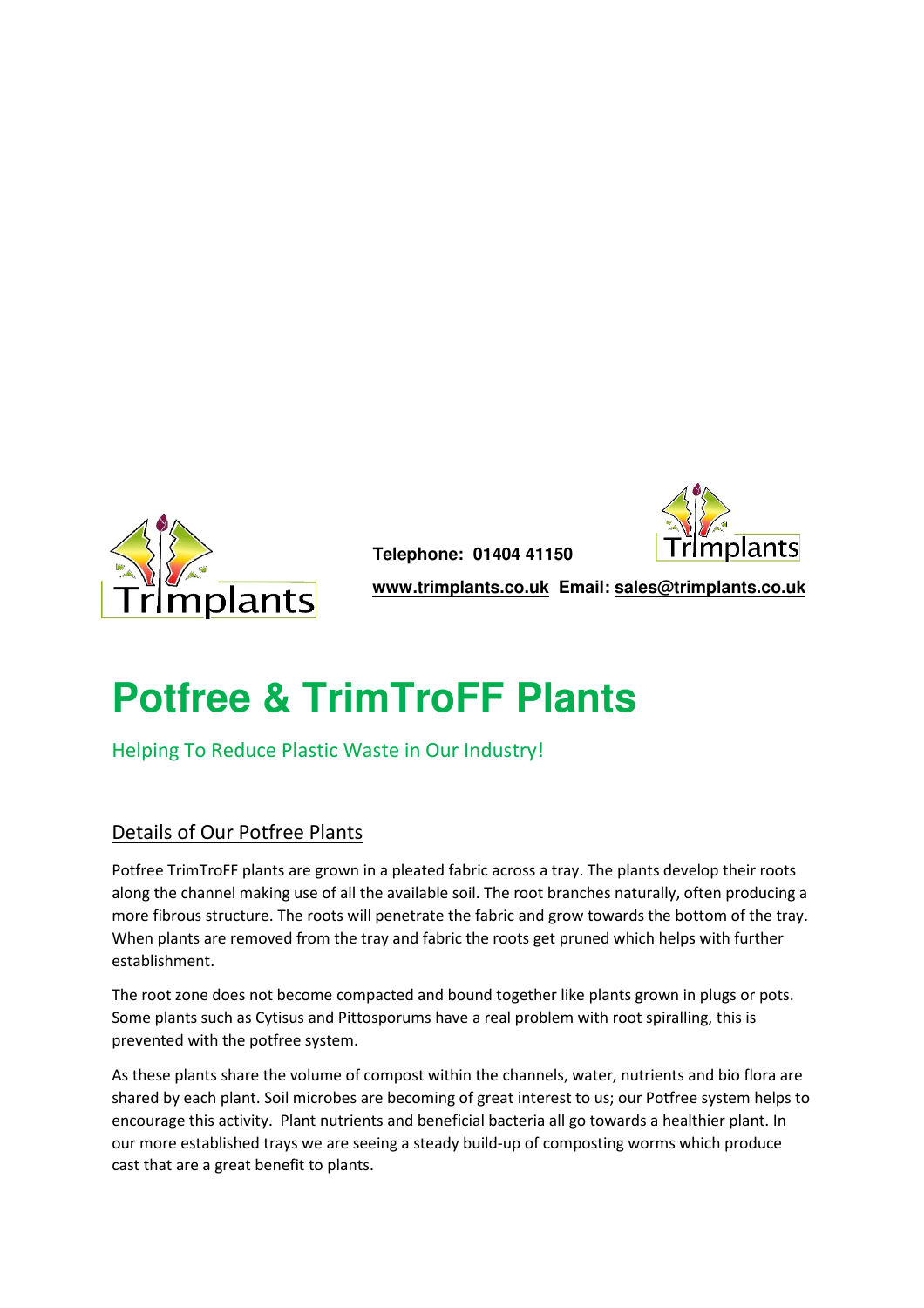Telephone: 01404 41150

[www.trimplants.co.uk](http://www.trimplants.co.uk) **Email:** [sales@trimplants.co.uk](mailto:sales@trimplants.co.uk)

# Potfree & TrimTroFF Plants

Helping To Reduce Plastic Waste in Our Industry!

## Details of Our Potfree Plants

Potfree TrimTroFF plants are grown in a pleated fabric across a tray. The plants develop their roots along the channel making use of all the available soil. The root branches naturally, often producing a more fibrous structure. The roots will penetrate the fabric and grow towards the bottom of the tray. When plants are removed from the tray and fabric the roots get pruned which helps with further establishment.

The root zone does not become compacted and bound together like plants grown in plugs or pots. Some plants such as Cytisus and Pittosporums have a real problem with root spiralling, this is prevented with the potfree system.

As these plants share the volume of compost within the channels, water, nutrients and bio flora are shared by each plant. Soil microbes are becoming of great interest to us; our Potfree system helps to encourage this activity. Plant nutrients and beneficial bacteria all go towards a healthier plant. In our more established trays we are seeing a steady build-up of composting worms which produce cast that are a great benefit to plants.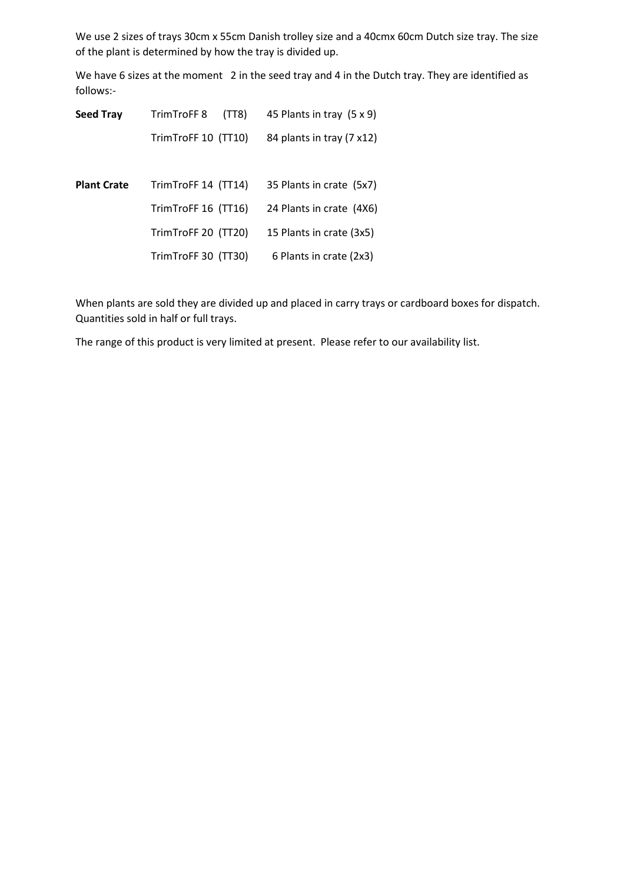We use 2 sizes of trays 30cm x 55cm Danish trolley size and a 40cmx 60cm Dutch size tray. The size of the plant is determined by how the tray is divided up.

We have 6 sizes at the moment 2 in the seed tray and 4 in the Dutch tray. They are identified as follows:-

| | | |
|---|---|---|
| **Seed Tray** | TrimTroFF 8 (TT8) | 45 Plants in tray (5 x 9) |
| | TrimTroFF 10 (TT10) | 84 plants in tray (7 x12) |
| **Plant Crate** | TrimTroFF 14 (TT14) | 35 Plants in crate (5x7) |
| | TrimTroFF 16 (TT16) | 24 Plants in crate (4X6) |
| | TrimTroFF 20 (TT20) | 15 Plants in crate (3x5) |
| | TrimTroFF 30 (TT30) | 6 Plants in crate (2x3) |

When plants are sold they are divided up and placed in carry trays or cardboard boxes for dispatch. Quantities sold in half or full trays.

The range of this product is very limited at present. Please refer to our availability list.